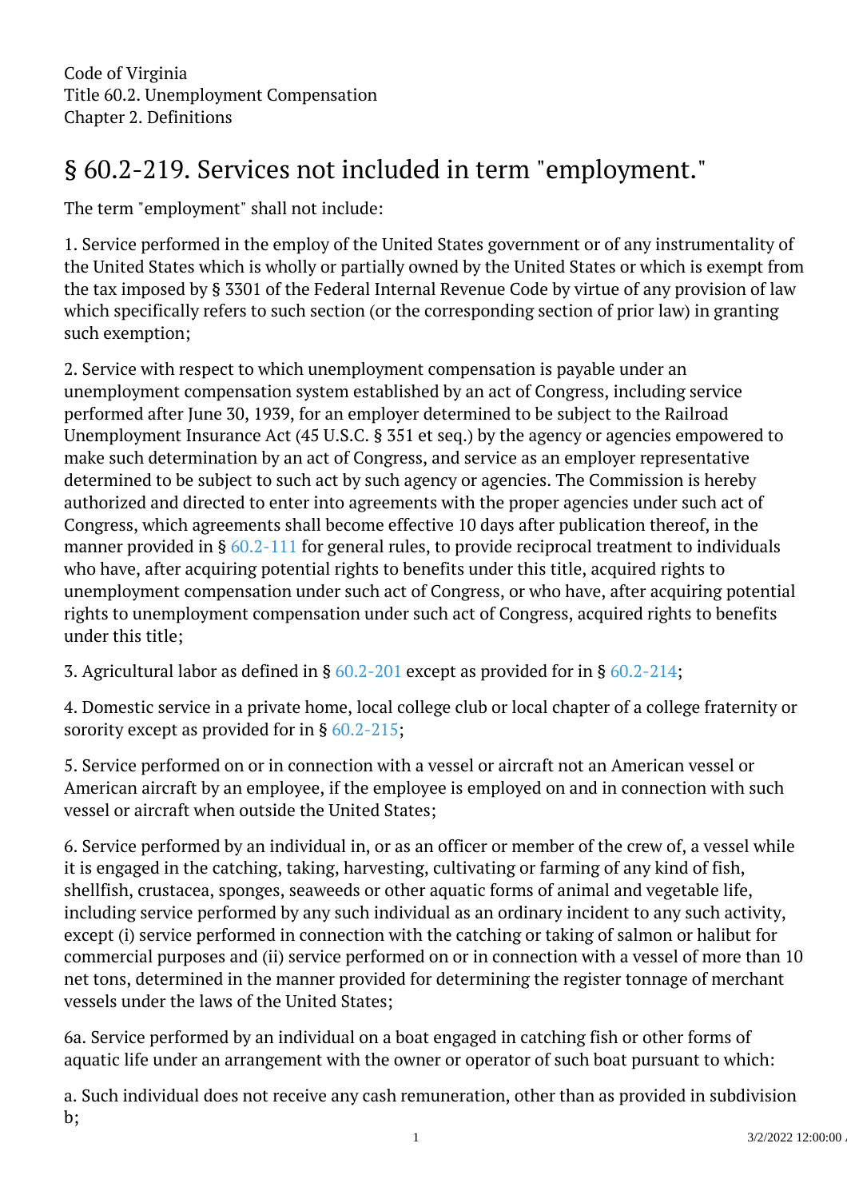Code of Virginia
Title 60.2. Unemployment Compensation
Chapter 2. Definitions

# § 60.2-219. Services not included in term "employment."

The term "employment" shall not include:

1. Service performed in the employ of the United States government or of any instrumentality of the United States which is wholly or partially owned by the United States or which is exempt from the tax imposed by § 3301 of the Federal Internal Revenue Code by virtue of any provision of law which specifically refers to such section (or the corresponding section of prior law) in granting such exemption;

2. Service with respect to which unemployment compensation is payable under an unemployment compensation system established by an act of Congress, including service performed after June 30, 1939, for an employer determined to be subject to the Railroad Unemployment Insurance Act (45 U.S.C. § 351 et seq.) by the agency or agencies empowered to make such determination by an act of Congress, and service as an employer representative determined to be subject to such act by such agency or agencies. The Commission is hereby authorized and directed to enter into agreements with the proper agencies under such act of Congress, which agreements shall become effective 10 days after publication thereof, in the manner provided in § 60.2-111 for general rules, to provide reciprocal treatment to individuals who have, after acquiring potential rights to benefits under this title, acquired rights to unemployment compensation under such act of Congress, or who have, after acquiring potential rights to unemployment compensation under such act of Congress, acquired rights to benefits under this title;

3. Agricultural labor as defined in § 60.2-201 except as provided for in § 60.2-214;

4. Domestic service in a private home, local college club or local chapter of a college fraternity or sorority except as provided for in § 60.2-215;

5. Service performed on or in connection with a vessel or aircraft not an American vessel or American aircraft by an employee, if the employee is employed on and in connection with such vessel or aircraft when outside the United States;

6. Service performed by an individual in, or as an officer or member of the crew of, a vessel while it is engaged in the catching, taking, harvesting, cultivating or farming of any kind of fish, shellfish, crustacea, sponges, seaweeds or other aquatic forms of animal and vegetable life, including service performed by any such individual as an ordinary incident to any such activity, except (i) service performed in connection with the catching or taking of salmon or halibut for commercial purposes and (ii) service performed on or in connection with a vessel of more than 10 net tons, determined in the manner provided for determining the register tonnage of merchant vessels under the laws of the United States;

6a. Service performed by an individual on a boat engaged in catching fish or other forms of aquatic life under an arrangement with the owner or operator of such boat pursuant to which:

a. Such individual does not receive any cash remuneration, other than as provided in subdivision b;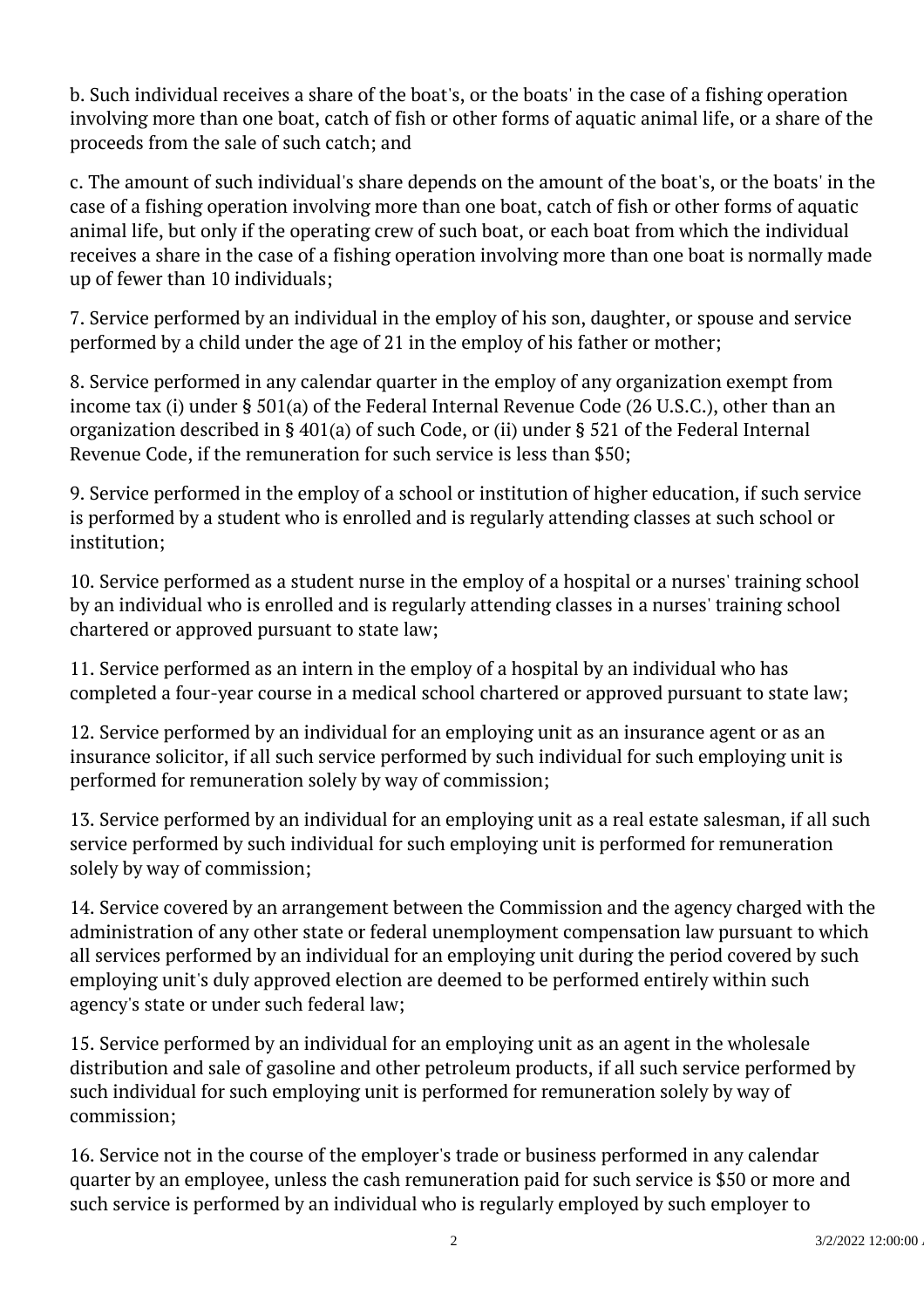b. Such individual receives a share of the boat's, or the boats' in the case of a fishing operation involving more than one boat, catch of fish or other forms of aquatic animal life, or a share of the proceeds from the sale of such catch; and

c. The amount of such individual's share depends on the amount of the boat's, or the boats' in the case of a fishing operation involving more than one boat, catch of fish or other forms of aquatic animal life, but only if the operating crew of such boat, or each boat from which the individual receives a share in the case of a fishing operation involving more than one boat is normally made up of fewer than 10 individuals;

7. Service performed by an individual in the employ of his son, daughter, or spouse and service performed by a child under the age of 21 in the employ of his father or mother;

8. Service performed in any calendar quarter in the employ of any organization exempt from income tax (i) under § 501(a) of the Federal Internal Revenue Code (26 U.S.C.), other than an organization described in § 401(a) of such Code, or (ii) under § 521 of the Federal Internal Revenue Code, if the remuneration for such service is less than $50;

9. Service performed in the employ of a school or institution of higher education, if such service is performed by a student who is enrolled and is regularly attending classes at such school or institution;

10. Service performed as a student nurse in the employ of a hospital or a nurses' training school by an individual who is enrolled and is regularly attending classes in a nurses' training school chartered or approved pursuant to state law;

11. Service performed as an intern in the employ of a hospital by an individual who has completed a four-year course in a medical school chartered or approved pursuant to state law;

12. Service performed by an individual for an employing unit as an insurance agent or as an insurance solicitor, if all such service performed by such individual for such employing unit is performed for remuneration solely by way of commission;

13. Service performed by an individual for an employing unit as a real estate salesman, if all such service performed by such individual for such employing unit is performed for remuneration solely by way of commission;

14. Service covered by an arrangement between the Commission and the agency charged with the administration of any other state or federal unemployment compensation law pursuant to which all services performed by an individual for an employing unit during the period covered by such employing unit's duly approved election are deemed to be performed entirely within such agency's state or under such federal law;

15. Service performed by an individual for an employing unit as an agent in the wholesale distribution and sale of gasoline and other petroleum products, if all such service performed by such individual for such employing unit is performed for remuneration solely by way of commission;

16. Service not in the course of the employer's trade or business performed in any calendar quarter by an employee, unless the cash remuneration paid for such service is $50 or more and such service is performed by an individual who is regularly employed by such employer to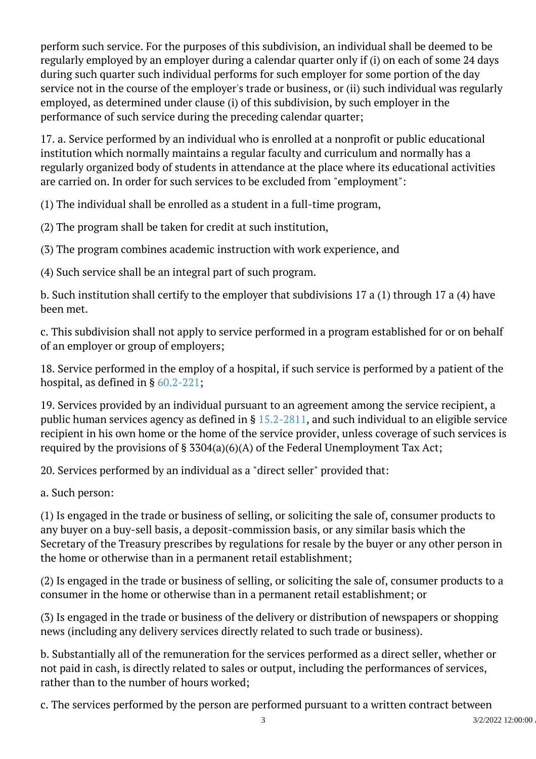perform such service. For the purposes of this subdivision, an individual shall be deemed to be regularly employed by an employer during a calendar quarter only if (i) on each of some 24 days during such quarter such individual performs for such employer for some portion of the day service not in the course of the employer's trade or business, or (ii) such individual was regularly employed, as determined under clause (i) of this subdivision, by such employer in the performance of such service during the preceding calendar quarter;

17. a. Service performed by an individual who is enrolled at a nonprofit or public educational institution which normally maintains a regular faculty and curriculum and normally has a regularly organized body of students in attendance at the place where its educational activities are carried on. In order for such services to be excluded from "employment":

(1) The individual shall be enrolled as a student in a full-time program,

(2) The program shall be taken for credit at such institution,

(3) The program combines academic instruction with work experience, and

(4) Such service shall be an integral part of such program.

b. Such institution shall certify to the employer that subdivisions 17 a (1) through 17 a (4) have been met.

c. This subdivision shall not apply to service performed in a program established for or on behalf of an employer or group of employers;

18. Service performed in the employ of a hospital, if such service is performed by a patient of the hospital, as defined in § 60.2-221;

19. Services provided by an individual pursuant to an agreement among the service recipient, a public human services agency as defined in § 15.2-2811, and such individual to an eligible service recipient in his own home or the home of the service provider, unless coverage of such services is required by the provisions of § 3304(a)(6)(A) of the Federal Unemployment Tax Act;

20. Services performed by an individual as a "direct seller" provided that:

a. Such person:

(1) Is engaged in the trade or business of selling, or soliciting the sale of, consumer products to any buyer on a buy-sell basis, a deposit-commission basis, or any similar basis which the Secretary of the Treasury prescribes by regulations for resale by the buyer or any other person in the home or otherwise than in a permanent retail establishment;

(2) Is engaged in the trade or business of selling, or soliciting the sale of, consumer products to a consumer in the home or otherwise than in a permanent retail establishment; or

(3) Is engaged in the trade or business of the delivery or distribution of newspapers or shopping news (including any delivery services directly related to such trade or business).

b. Substantially all of the remuneration for the services performed as a direct seller, whether or not paid in cash, is directly related to sales or output, including the performances of services, rather than to the number of hours worked;

c. The services performed by the person are performed pursuant to a written contract between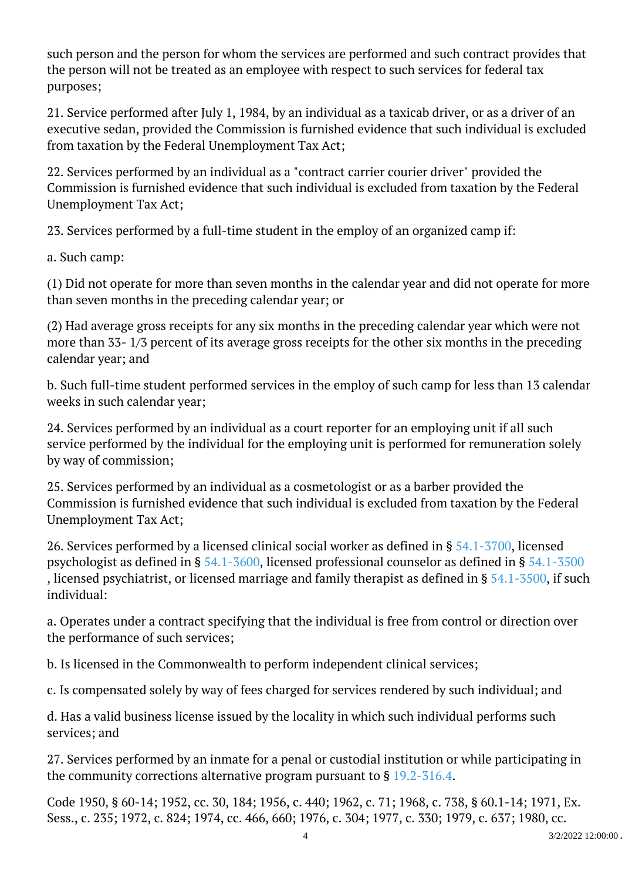such person and the person for whom the services are performed and such contract provides that the person will not be treated as an employee with respect to such services for federal tax purposes;

21. Service performed after July 1, 1984, by an individual as a taxicab driver, or as a driver of an executive sedan, provided the Commission is furnished evidence that such individual is excluded from taxation by the Federal Unemployment Tax Act;

22. Services performed by an individual as a "contract carrier courier driver" provided the Commission is furnished evidence that such individual is excluded from taxation by the Federal Unemployment Tax Act;

23. Services performed by a full-time student in the employ of an organized camp if:

a. Such camp:

(1) Did not operate for more than seven months in the calendar year and did not operate for more than seven months in the preceding calendar year; or

(2) Had average gross receipts for any six months in the preceding calendar year which were not more than 33- 1/3 percent of its average gross receipts for the other six months in the preceding calendar year; and

b. Such full-time student performed services in the employ of such camp for less than 13 calendar weeks in such calendar year;

24. Services performed by an individual as a court reporter for an employing unit if all such service performed by the individual for the employing unit is performed for remuneration solely by way of commission;

25. Services performed by an individual as a cosmetologist or as a barber provided the Commission is furnished evidence that such individual is excluded from taxation by the Federal Unemployment Tax Act;

26. Services performed by a licensed clinical social worker as defined in § 54.1-3700, licensed psychologist as defined in § 54.1-3600, licensed professional counselor as defined in § 54.1-3500, licensed psychiatrist, or licensed marriage and family therapist as defined in § 54.1-3500, if such individual:

a. Operates under a contract specifying that the individual is free from control or direction over the performance of such services;

b. Is licensed in the Commonwealth to perform independent clinical services;

c. Is compensated solely by way of fees charged for services rendered by such individual; and

d. Has a valid business license issued by the locality in which such individual performs such services; and

27. Services performed by an inmate for a penal or custodial institution or while participating in the community corrections alternative program pursuant to § 19.2-316.4.

Code 1950, § 60-14; 1952, cc. 30, 184; 1956, c. 440; 1962, c. 71; 1968, c. 738, § 60.1-14; 1971, Ex. Sess., c. 235; 1972, c. 824; 1974, cc. 466, 660; 1976, c. 304; 1977, c. 330; 1979, c. 637; 1980, cc.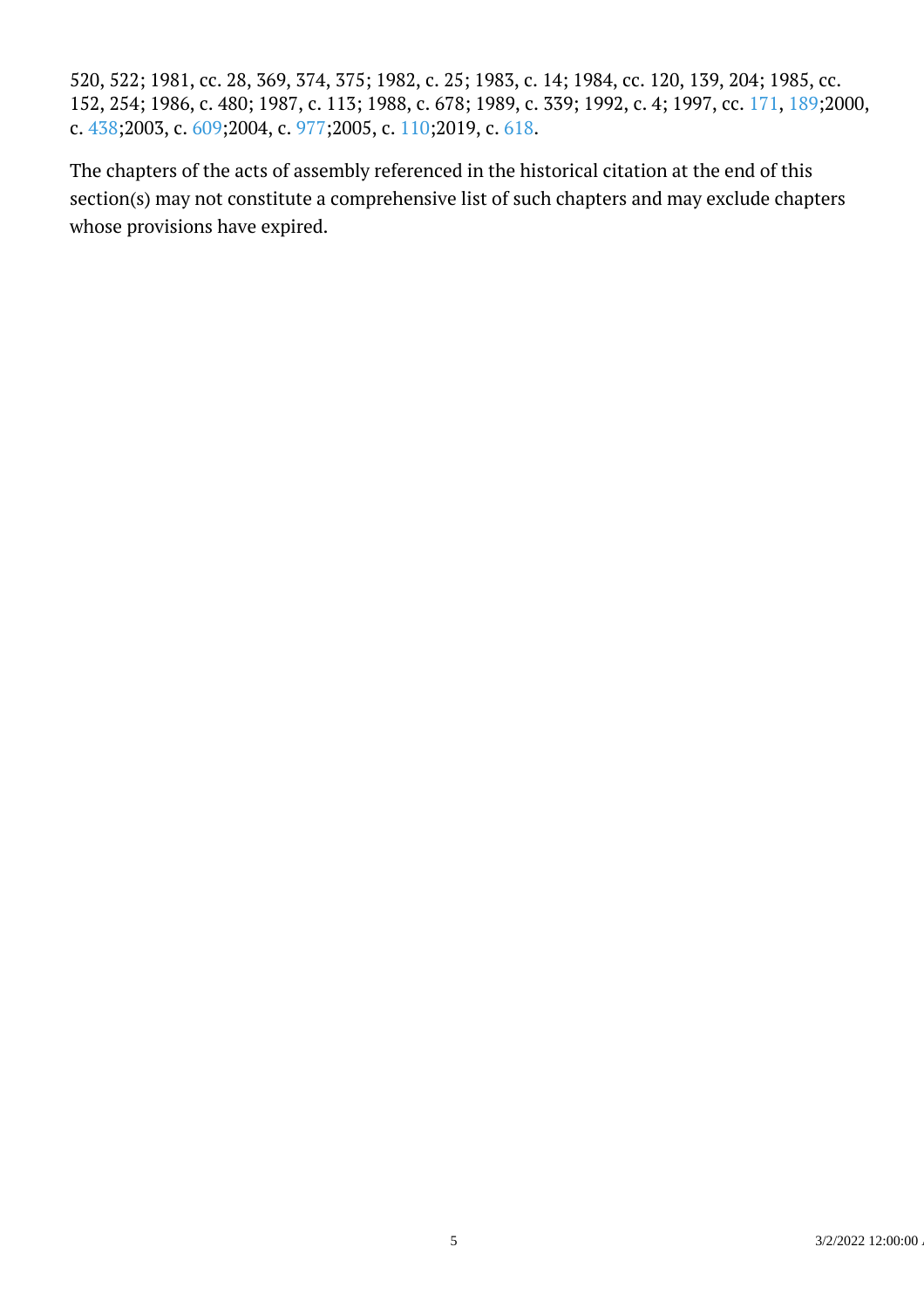520, 522; 1981, cc. 28, 369, 374, 375; 1982, c. 25; 1983, c. 14; 1984, cc. 120, 139, 204; 1985, cc. 152, 254; 1986, c. 480; 1987, c. 113; 1988, c. 678; 1989, c. 339; 1992, c. 4; 1997, cc. 171, 189;2000, c. 438;2003, c. 609;2004, c. 977;2005, c. 110;2019, c. 618.

The chapters of the acts of assembly referenced in the historical citation at the end of this section(s) may not constitute a comprehensive list of such chapters and may exclude chapters whose provisions have expired.